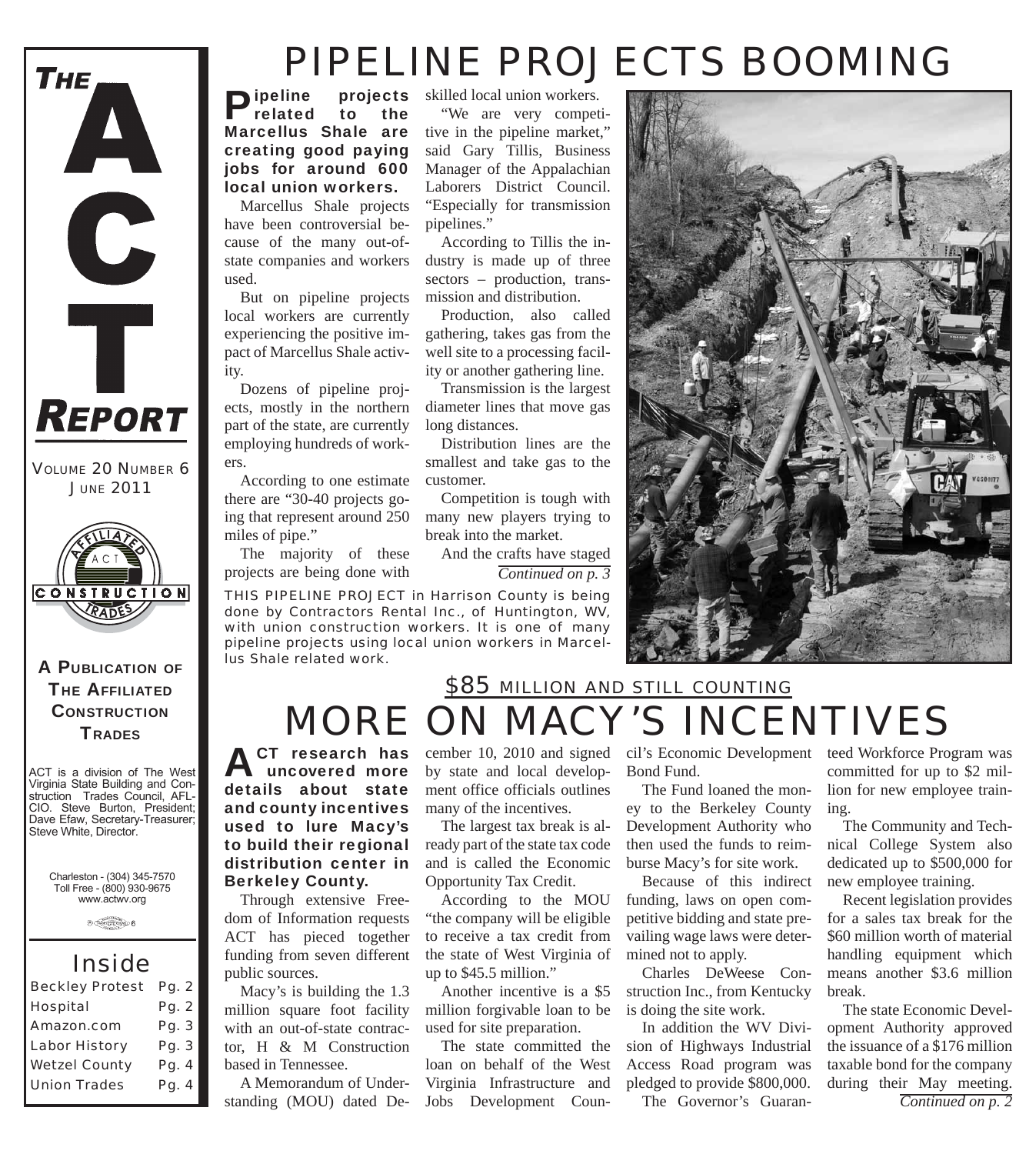# THE ACT REPORT

VOLUME 20 NUMBER 6
JUNE 2011

**A PUBLICATION OF THE AFFILIATED CONSTRUCTION TRADES**

ACT is a division of The West Virginia State Building and Construction Trades Council, AFL-CIO. Steve Burton, President; Dave Efaw, Secretary-Treasurer; Steve White, Director.

Charleston - (304) 345-7570
Toll Free - (800) 930-9675
www.actwv.org

## Inside

| | |
|---|---|
| Beckley Protest | Pg. 2 |
| Hospital | Pg. 2 |
| Amazon.com | Pg. 3 |
| Labor History | Pg. 3 |
| Wetzel County | Pg. 4 |
| Union Trades | Pg. 4 |

# PIPELINE PROJECTS BOOMING

**Pipeline projects related to the Marcellus Shale are creating good paying jobs for around 600 local union workers.**

Marcellus Shale projects have been controversial because of the many out-of-state companies and workers used.

But on pipeline projects local workers are currently experiencing the positive impact of Marcellus Shale activity.

Dozens of pipeline projects, mostly in the northern part of the state, are currently employing hundreds of workers.

According to one estimate there are "30-40 projects going that represent around 250 miles of pipe."

The majority of these projects are being done with skilled local union workers.

"We are very competitive in the pipeline market," said Gary Tillis, Business Manager of the Appalachian Laborers District Council. "Especially for transmission pipelines."

According to Tillis the industry is made up of three sectors – production, transmission and distribution.

Production, also called gathering, takes gas from the well site to a processing facility or another gathering line.

Transmission is the largest diameter lines that move gas long distances.

Distribution lines are the smallest and take gas to the customer.

Competition is tough with many new players trying to break into the market.

And the crafts have staged

*Continued on p. 3*

THIS PIPELINE PROJECT in Harrison County is being done by Contractors Rental Inc., of Huntington, WV, with union construction workers. It is one of many pipeline projects using local union workers in Marcellus Shale related work.

## $85 MILLION AND STILL COUNTING

# MORE ON MACY'S INCENTIVES

**ACT research has uncovered more details about state and county incentives used to lure Macy's to build their regional distribution center in Berkeley County.**

Through extensive Freedom of Information requests ACT has pieced together funding from seven different public sources.

Macy's is building the 1.3 million square foot facility with an out-of-state contractor, H & M Construction based in Tennessee.

A Memorandum of Understanding (MOU) dated December 10, 2010 and signed by state and local development office officials outlines many of the incentives.

The largest tax break is already part of the state tax code and is called the Economic Opportunity Tax Credit.

According to the MOU "the company will be eligible to receive a tax credit from the state of West Virginia of up to $45.5 million."

Another incentive is a $5 million forgivable loan to be used for site preparation.

The state committed the loan on behalf of the West Virginia Infrastructure and Jobs Development Council's Economic Development Bond Fund.

The Fund loaned the money to the Berkeley County Development Authority who then used the funds to reimburse Macy's for site work.

Because of this indirect funding, laws on open competitive bidding and state prevailing wage laws were determined not to apply.

Charles DeWeese Construction Inc., from Kentucky is doing the site work.

In addition the WV Division of Highways Industrial Access Road program was pledged to provide $800,000.

The Governor's Guaranteed Workforce Program was committed for up to $2 million for new employee training.

The Community and Technical College System also dedicated up to $500,000 for new employee training.

Recent legislation provides for a sales tax break for the $60 million worth of material handling equipment which means another $3.6 million break.

The state Economic Development Authority approved the issuance of a $176 million taxable bond for the company during their May meeting.

*Continued on p. 2*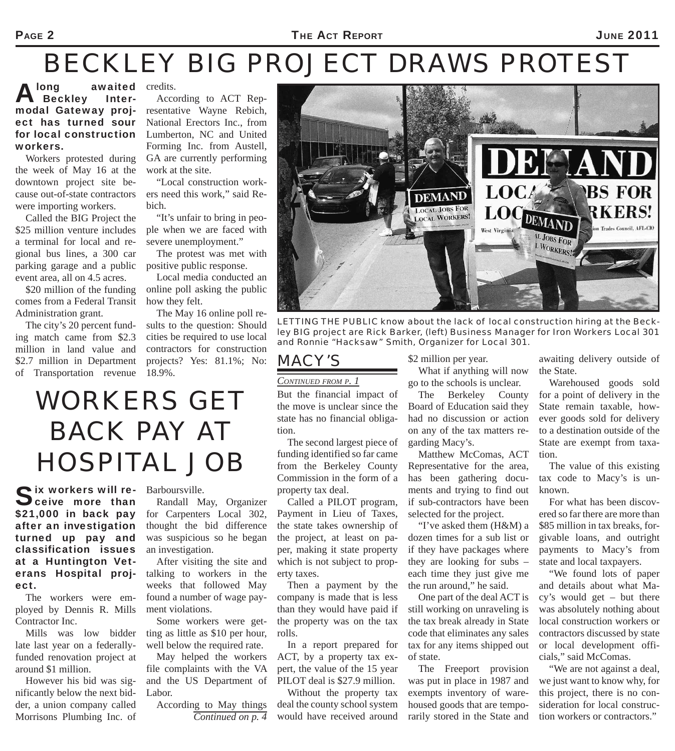# BECKLEY BIG PROJECT DRAWS PROTEST

**A long awaited Beckley Intermodal Gateway project has turned sour for local construction workers.**

Workers protested during the week of May 16 at the downtown project site because out-of-state contractors were importing workers.

Called the BIG Project the $25 million venture includes a terminal for local and regional bus lines, a 300 car parking garage and a public event area, all on 4.5 acres.

$20 million of the funding comes from a Federal Transit Administration grant.

The city's 20 percent funding match came from $2.3 million in land value and $2.7 million in Department of Transportation revenue credits.

According to ACT Representative Wayne Rebich, National Erectors Inc., from Lumberton, NC and United Forming Inc. from Austell, GA are currently performing work at the site.

"Local construction workers need this work," said Rebich.

"It's unfair to bring in people when we are faced with severe unemployment."

The protest was met with positive public response.

Local media conducted an online poll asking the public how they felt.

The May 16 online poll results to the question: Should cities be required to use local contractors for construction projects? Yes: 81.1%; No: 18.9%.

LETTING THE PUBLIC know about the lack of local construction hiring at the Beckley BIG project are Rick Barker, (left) Business Manager for Iron Workers Local 301 and Ronnie "Hacksaw" Smith, Organizer for Local 301.

# WORKERS GET BACK PAY AT HOSPITAL JOB

**Six workers will receive more than $21,000 in back pay after an investigation turned up pay and classification issues at a Huntington Veterans Hospital project.**

The workers were employed by Dennis R. Mills Contractor Inc.

Mills was low bidder late last year on a federally-funded renovation project at around $1 million.

However his bid was significantly below the next bidder, a union company called Morrisons Plumbing Inc. of Barboursville.

Randall May, Organizer for Carpenters Local 302, thought the bid difference was suspicious so he began an investigation.

After visiting the site and talking to workers in the weeks that followed May found a number of wage payment violations.

Some workers were getting as little as $10 per hour, well below the required rate.

May helped the workers file complaints with the VA and the US Department of Labor.

According to May things

*Continued on p. 4*

## MACY'S

*CONTINUED FROM P. 1*

But the financial impact of the move is unclear since the state has no financial obligation.

The second largest piece of funding identified so far came from the Berkeley County Commission in the form of a property tax deal.

Called a PILOT program, Payment in Lieu of Taxes, the state takes ownership of the project, at least on paper, making it state property which is not subject to property taxes.

Then a payment by the company is made that is less than they would have paid if the property was on the tax rolls.

In a report prepared for ACT, by a property tax expert, the value of the 15 year PILOT deal is $27.9 million.

Without the property tax deal the county school system would have received around $2 million per year.

What if anything will now go to the schools is unclear.

The Berkeley County Board of Education said they had no discussion or action on any of the tax matters regarding Macy's.

Matthew McComas, ACT Representative for the area, has been gathering documents and trying to find out if sub-contractors have been selected for the project.

"I've asked them (H&M) a dozen times for a sub list or if they have packages where they are looking for subs – each time they just give me the run around," he said.

One part of the deal ACT is still working on unraveling is the tax break already in State code that eliminates any sales tax for any items shipped out of state.

The Freeport provision was put in place in 1987 and exempts inventory of warehoused goods that are temporarily stored in the State and awaiting delivery outside of the State.

Warehoused goods sold for a point of delivery in the State remain taxable, however goods sold for delivery to a destination outside of the State are exempt from taxation.

The value of this existing tax code to Macy's is unknown.

For what has been discovered so far there are more than $85 million in tax breaks, forgivable loans, and outright payments to Macy's from state and local taxpayers.

"We found lots of paper and details about what Macy's would get – but there was absolutely nothing about local construction workers or contractors discussed by state or local development officials," said McComas.

"We are not against a deal, we just want to know why, for this project, there is no consideration for local construction workers or contractors."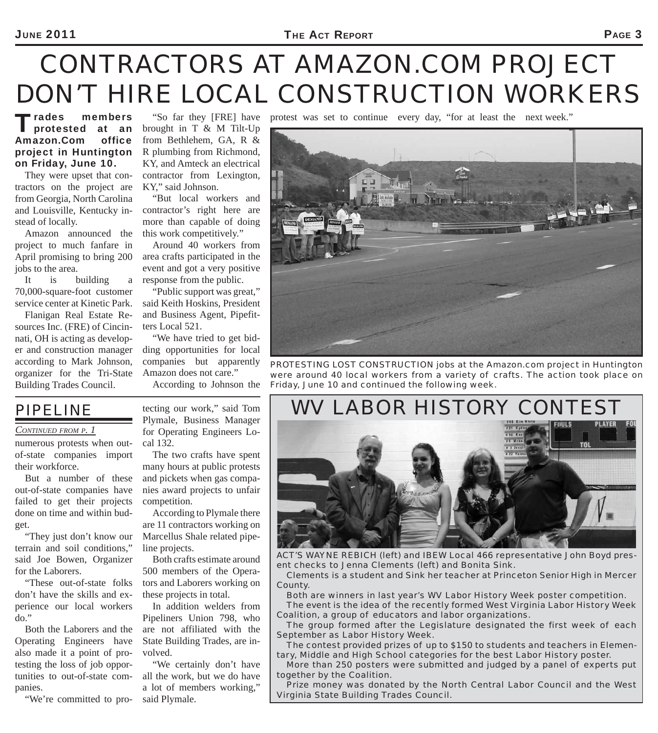# CONTRACTORS AT AMAZON.COM PROJECT DON'T HIRE LOCAL CONSTRUCTION WORKERS

**Trades members protested at an Amazon.Com office project in Huntington on Friday, June 10.**

They were upset that contractors on the project are from Georgia, North Carolina and Louisville, Kentucky instead of locally.

Amazon announced the project to much fanfare in April promising to bring 200 jobs to the area.

It is building a 70,000-square-foot customer service center at Kinetic Park.

Flanigan Real Estate Resources Inc. (FRE) of Cincinnati, OH is acting as developer and construction manager according to Mark Johnson, organizer for the Tri-State Building Trades Council.

"So far they [FRE] have brought in T & M Tilt-Up from Bethlehem, GA, R & R plumbing from Richmond, KY, and Amteck an electrical contractor from Lexington, KY," said Johnson.

"But local workers and contractor's right here are more than capable of doing this work competitively."

Around 40 workers from area crafts participated in the event and got a very positive response from the public.

"Public support was great," said Keith Hoskins, President and Business Agent, Pipefitters Local 521.

"We have tried to get bidding opportunities for local companies but apparently Amazon does not care."

According to Johnson the protest was set to continue every day, "for at least the next week."

PROTESTING LOST CONSTRUCTION jobs at the Amazon.com project in Huntington were around 40 local workers from a variety of crafts. The action took place on Friday, June 10 and continued the following week.

## PIPELINE

*CONTINUED FROM P. 1*

numerous protests when out-of-state companies import their workforce.

But a number of these out-of-state companies have failed to get their projects done on time and within budget.

"They just don't know our terrain and soil conditions," said Joe Bowen, Organizer for the Laborers.

"These out-of-state folks don't have the skills and experience our local workers do."

Both the Laborers and the Operating Engineers have also made it a point of protesting the loss of job opportunities to out-of-state companies.

"We're committed to protecting our work," said Tom Plymale, Business Manager for Operating Engineers Local 132.

The two crafts have spent many hours at public protests and pickets when gas companies award projects to unfair competition.

According to Plymale there are 11 contractors working on Marcellus Shale related pipeline projects.

Both crafts estimate around 500 members of the Operators and Laborers working on these projects in total.

In addition welders from Pipeliners Union 798, who are not affiliated with the State Building Trades, are involved.

"We certainly don't have all the work, but we do have a lot of members working," said Plymale.

## WV LABOR HISTORY CONTEST

ACT'S WAYNE REBICH (left) and IBEW Local 466 representative John Boyd present checks to Jenna Clements (left) and Bonita Sink.

Clements is a student and Sink her teacher at Princeton Senior High in Mercer County.

Both are winners in last year's WV Labor History Week poster competition.

The event is the idea of the recently formed West Virginia Labor History Week Coalition, a group of educators and labor organizations.

The group formed after the Legislature designated the first week of each September as Labor History Week.

The contest provided prizes of up to $150 to students and teachers in Elementary, Middle and High School categories for the best Labor History poster.

More than 250 posters were submitted and judged by a panel of experts put together by the Coalition.

Prize money was donated by the North Central Labor Council and the West Virginia State Building Trades Council.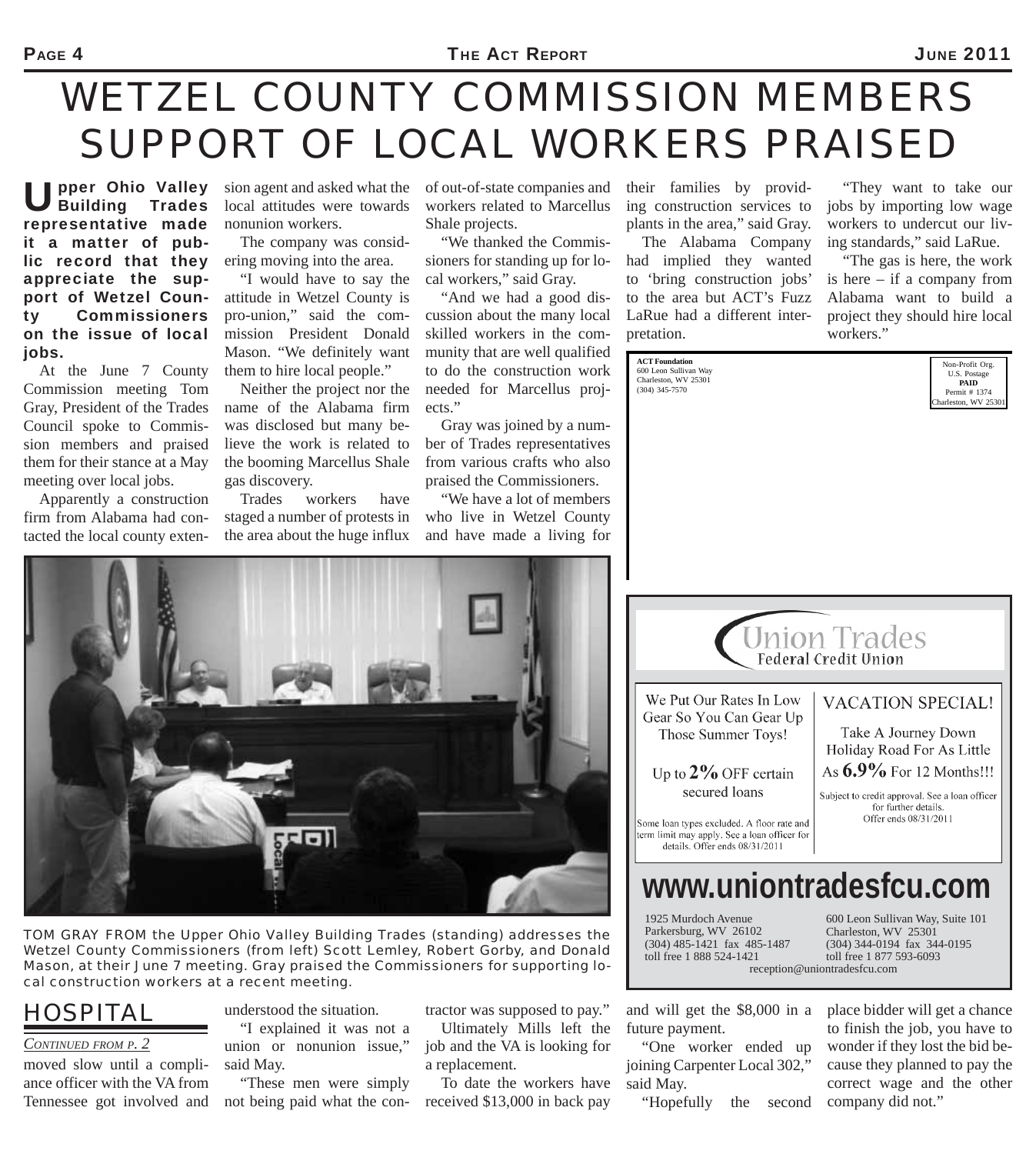# WETZEL COUNTY COMMISSION MEMBERS SUPPORT OF LOCAL WORKERS PRAISED

**Upper Ohio Valley Building Trades representative made it a matter of public record that they appreciate the support of Wetzel County Commissioners on the issue of local jobs.**

At the June 7 County Commission meeting Tom Gray, President of the Trades Council spoke to Commission members and praised them for their stance at a May meeting over local jobs.

Apparently a construction firm from Alabama had contacted the local county extension agent and asked what the local attitudes were towards nonunion workers.

The company was considering moving into the area.

"I would have to say the attitude in Wetzel County is pro-union," said the commission President Donald Mason. "We definitely want them to hire local people."

Neither the project nor the name of the Alabama firm was disclosed but many believe the work is related to the booming Marcellus Shale gas discovery.

Trades workers have staged a number of protests in the area about the huge influx of out-of-state companies and workers related to Marcellus Shale projects.

"We thanked the Commissioners for standing up for local workers," said Gray.

"And we had a good discussion about the many local skilled workers in the community that are well qualified to do the construction work needed for Marcellus projects."

Gray was joined by a number of Trades representatives from various crafts who also praised the Commissioners.

"We have a lot of members who live in Wetzel County and have made a living for their families by providing construction services to plants in the area," said Gray.

The Alabama Company had implied they wanted to 'bring construction jobs' to the area but ACT's Fuzz LaRue had a different interpretation.

"They want to take our jobs by importing low wage workers to undercut our living standards," said LaRue.

"The gas is here, the work is here – if a company from Alabama want to build a project they should hire local workers."

TOM GRAY FROM the Upper Ohio Valley Building Trades (standing) addresses the Wetzel County Commissioners (from left) Scott Lemley, Robert Gorby, and Donald Mason, at their June 7 meeting. Gray praised the Commissioners for supporting local construction workers at a recent meeting.

**ACT Foundation**
600 Leon Sullivan Way
Charleston, WV 25301
(304) 345-7570

Non-Profit Org.
U.S. Postage
**PAID**
Permit # 1374
Charleston, WV 25301

## Union Trades Federal Credit Union

We Put Our Rates In Low Gear So You Can Gear Up Those Summer Toys!

Up to **2%** OFF certain secured loans

Some loan types excluded. A floor rate and term limit may apply. See a loan officer for details. Offer ends 08/31/2011

VACATION SPECIAL!

Take A Journey Down Holiday Road For As Little As **6.9%** For 12 Months!!!

Subject to credit approval. See a loan officer for further details. Offer ends 08/31/2011

**www.uniontradesfcu.com**

1925 Murdoch Avenue
Parkersburg, WV 26102
(304) 485-1421 fax 485-1487
toll free 1 888 524-1421

600 Leon Sullivan Way, Suite 101
Charleston, WV 25301
(304) 344-0194 fax 344-0195
toll free 1 877 593-6093

reception@uniontradesfcu.com

## HOSPITAL

*CONTINUED FROM P. 2*

moved slow until a compliance officer with the VA from Tennessee got involved and understood the situation.

"I explained it was not a union or nonunion issue," said May.

"These men were simply not being paid what the contractor was supposed to pay."

Ultimately Mills left the job and the VA is looking for a replacement.

To date the workers have received $13,000 in back pay and will get the $8,000 in a future payment.

"One worker ended up joining Carpenter Local 302," said May.

"Hopefully the second place bidder will get a chance to finish the job, you have to wonder if they lost the bid because they planned to pay the correct wage and the other company did not."